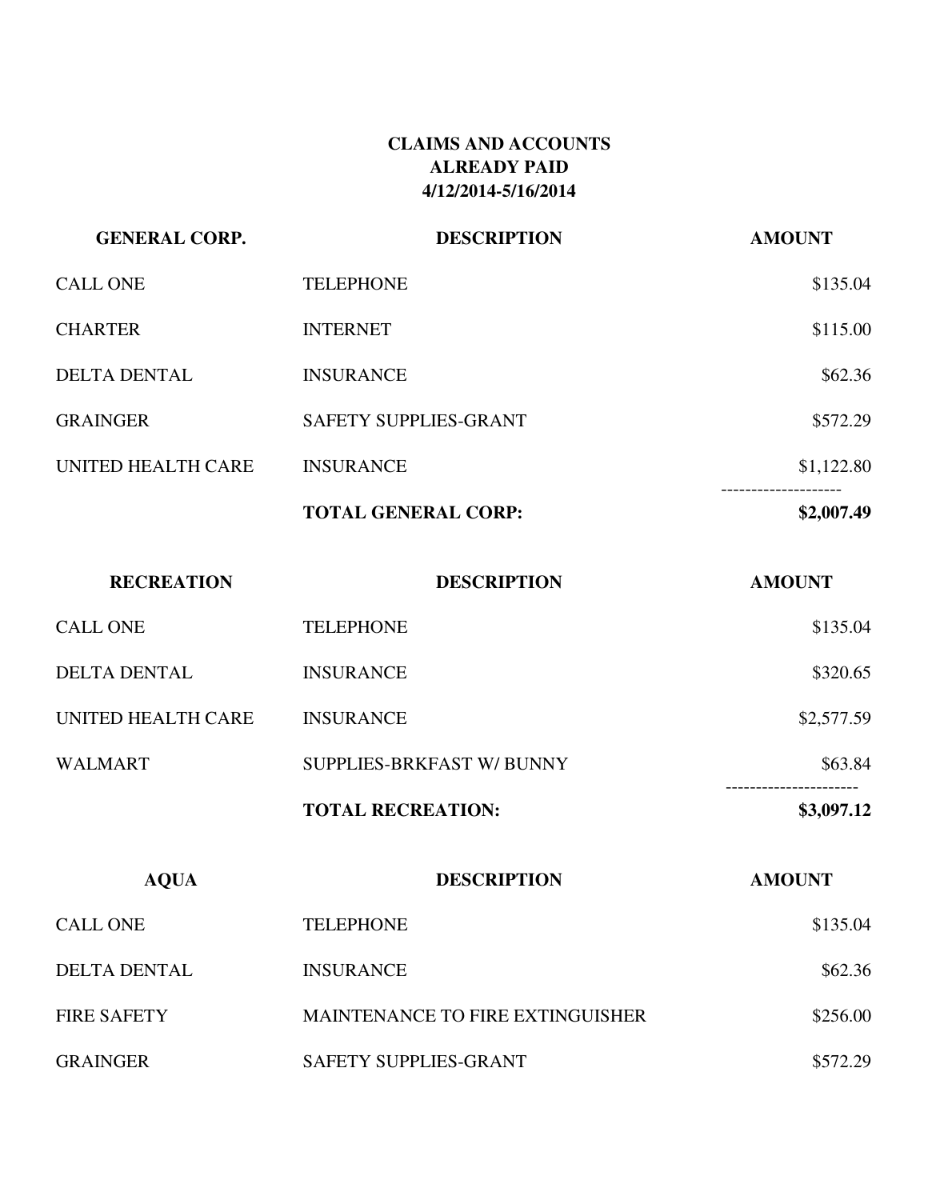**CLAIMS AND ACCOUNTS**
**ALREADY PAID**
**4/12/2014-5/16/2014**

| GENERAL CORP. | DESCRIPTION | AMOUNT |
|---|---|---|
| CALL ONE | TELEPHONE | $135.04 |
| CHARTER | INTERNET | $115.00 |
| DELTA DENTAL | INSURANCE | $62.36 |
| GRAINGER | SAFETY SUPPLIES-GRANT | $572.29 |
| UNITED HEALTH CARE | INSURANCE | $1,122.80 |
| | **TOTAL GENERAL CORP:** | **$2,007.49** |

| RECREATION | DESCRIPTION | AMOUNT |
|---|---|---|
| CALL ONE | TELEPHONE | $135.04 |
| DELTA DENTAL | INSURANCE | $320.65 |
| UNITED HEALTH CARE | INSURANCE | $2,577.59 |
| WALMART | SUPPLIES-BRKFAST W/ BUNNY | $63.84 |
| | **TOTAL RECREATION:** | **$3,097.12** |

| AQUA | DESCRIPTION | AMOUNT |
|---|---|---|
| CALL ONE | TELEPHONE | $135.04 |
| DELTA DENTAL | INSURANCE | $62.36 |
| FIRE SAFETY | MAINTENANCE TO FIRE EXTINGUISHER | $256.00 |
| GRAINGER | SAFETY SUPPLIES-GRANT | $572.29 |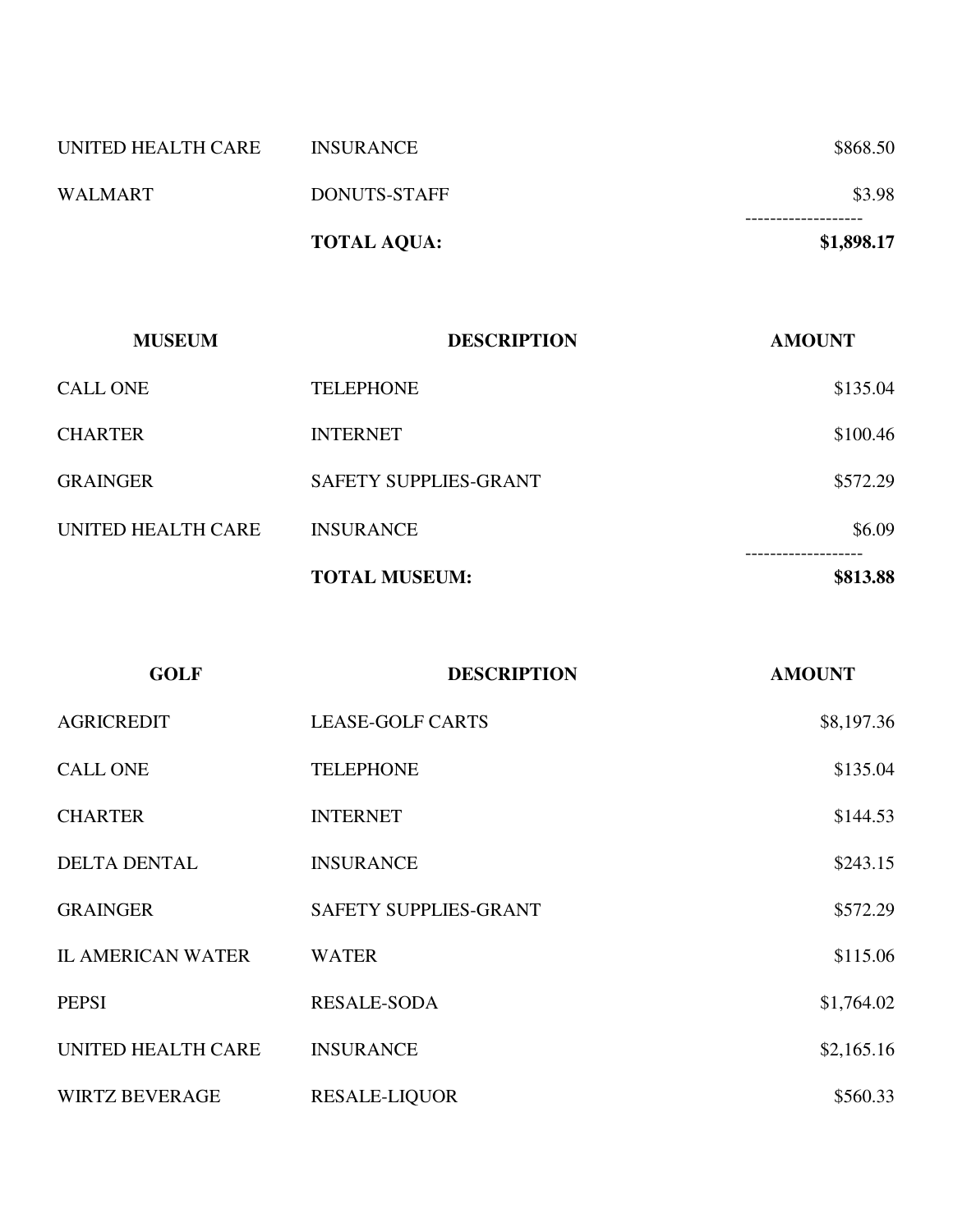| | | |
|---|---|---|
| UNITED HEALTH CARE | INSURANCE | $868.50 |
| WALMART | DONUTS-STAFF | $3.98 |
| | **TOTAL AQUA:** | **$1,898.17** |

| MUSEUM | DESCRIPTION | AMOUNT |
|---|---|---|
| CALL ONE | TELEPHONE | $135.04 |
| CHARTER | INTERNET | $100.46 |
| GRAINGER | SAFETY SUPPLIES-GRANT | $572.29 |
| UNITED HEALTH CARE | INSURANCE | $6.09 |
| | **TOTAL MUSEUM:** | **$813.88** |

| GOLF | DESCRIPTION | AMOUNT |
|---|---|---|
| AGRICREDIT | LEASE-GOLF CARTS | $8,197.36 |
| CALL ONE | TELEPHONE | $135.04 |
| CHARTER | INTERNET | $144.53 |
| DELTA DENTAL | INSURANCE | $243.15 |
| GRAINGER | SAFETY SUPPLIES-GRANT | $572.29 |
| IL AMERICAN WATER | WATER | $115.06 |
| PEPSI | RESALE-SODA | $1,764.02 |
| UNITED HEALTH CARE | INSURANCE | $2,165.16 |
| WIRTZ BEVERAGE | RESALE-LIQUOR | $560.33 |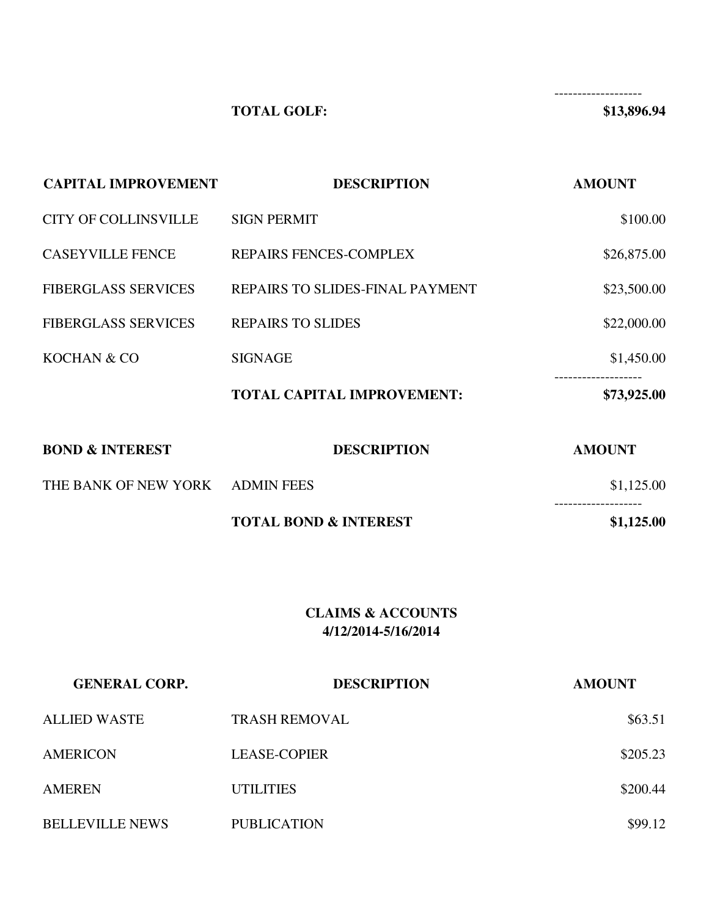| | | |
|---|---|---|
| | **TOTAL GOLF:** | **$13,896.94** |

| CAPITAL IMPROVEMENT | DESCRIPTION | AMOUNT |
|---|---|---|
| CITY OF COLLINSVILLE | SIGN PERMIT | $100.00 |
| CASEYVILLE FENCE | REPAIRS FENCES-COMPLEX | $26,875.00 |
| FIBERGLASS SERVICES | REPAIRS TO SLIDES-FINAL PAYMENT | $23,500.00 |
| FIBERGLASS SERVICES | REPAIRS TO SLIDES | $22,000.00 |
| KOCHAN & CO | SIGNAGE | $1,450.00 |
| | **TOTAL CAPITAL IMPROVEMENT:** | **$73,925.00** |

| BOND & INTEREST | DESCRIPTION | AMOUNT |
|---|---|---|
| THE BANK OF NEW YORK | ADMIN FEES | $1,125.00 |
| | **TOTAL BOND & INTEREST** | **$1,125.00** |

**CLAIMS & ACCOUNTS**
**4/12/2014-5/16/2014**

| GENERAL CORP. | DESCRIPTION | AMOUNT |
|---|---|---|
| ALLIED WASTE | TRASH REMOVAL | $63.51 |
| AMERICON | LEASE-COPIER | $205.23 |
| AMEREN | UTILITIES | $200.44 |
| BELLEVILLE NEWS | PUBLICATION | $99.12 |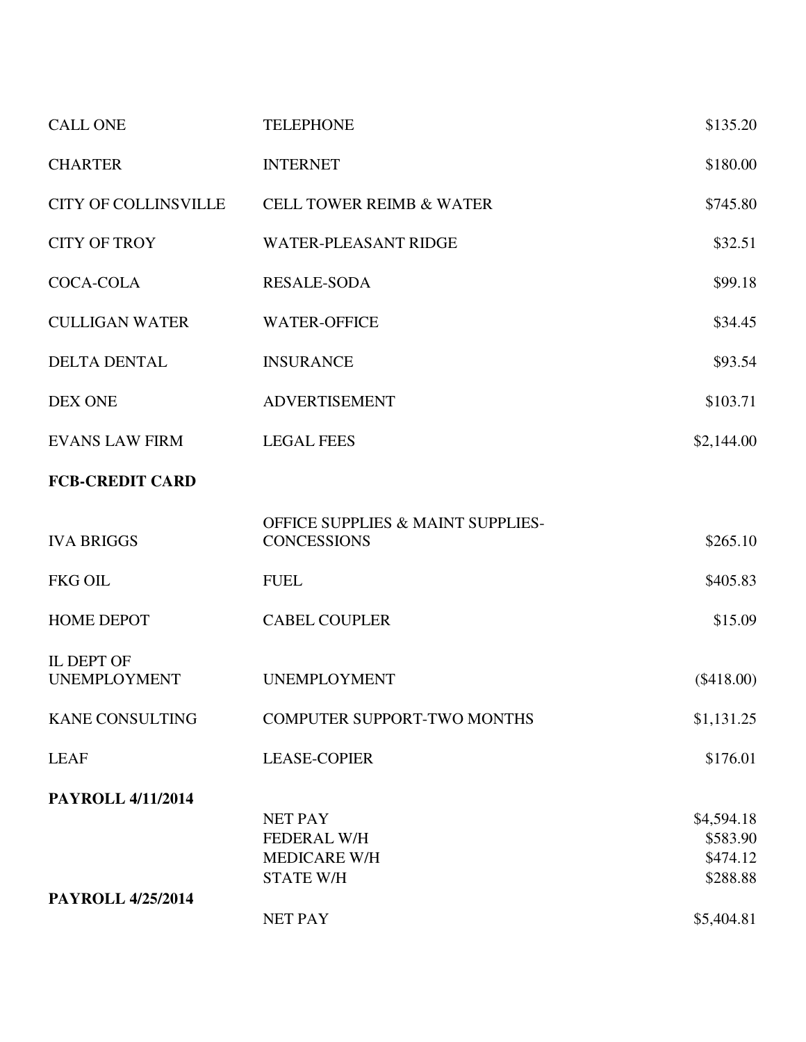| | | |
|---|---|---|
| CALL ONE | TELEPHONE | $135.20 |
| CHARTER | INTERNET | $180.00 |
| CITY OF COLLINSVILLE | CELL TOWER REIMB & WATER | $745.80 |
| CITY OF TROY | WATER-PLEASANT RIDGE | $32.51 |
| COCA-COLA | RESALE-SODA | $99.18 |
| CULLIGAN WATER | WATER-OFFICE | $34.45 |
| DELTA DENTAL | INSURANCE | $93.54 |
| DEX ONE | ADVERTISEMENT | $103.71 |
| EVANS LAW FIRM | LEGAL FEES | $2,144.00 |
| **FCB-CREDIT CARD** | | |
| IVA BRIGGS | OFFICE SUPPLIES & MAINT SUPPLIES-CONCESSIONS | $265.10 |
| FKG OIL | FUEL | $405.83 |
| HOME DEPOT | CABEL COUPLER | $15.09 |
| IL DEPT OF UNEMPLOYMENT | UNEMPLOYMENT | ($418.00) |
| KANE CONSULTING | COMPUTER SUPPORT-TWO MONTHS | $1,131.25 |
| LEAF | LEASE-COPIER | $176.01 |
| **PAYROLL 4/11/2014** | | |
| | NET PAY | $4,594.18 |
| | FEDERAL W/H | $583.90 |
| | MEDICARE W/H | $474.12 |
| | STATE W/H | $288.88 |
| **PAYROLL 4/25/2014** | | |
| | NET PAY | $5,404.81 |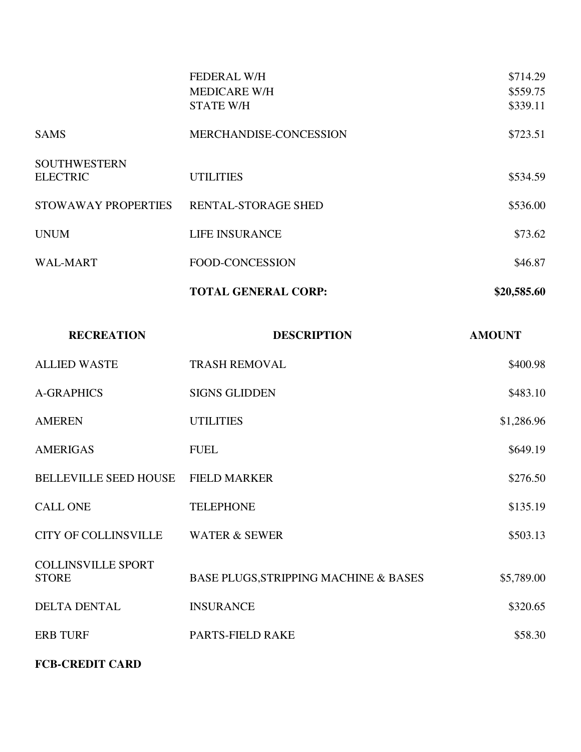| | | |
|---|---|---|
| | FEDERAL W/H | $714.29 |
| | MEDICARE W/H | $559.75 |
| | STATE W/H | $339.11 |
| SAMS | MERCHANDISE-CONCESSION | $723.51 |
| SOUTHWESTERN ELECTRIC | UTILITIES | $534.59 |
| STOWAWAY PROPERTIES | RENTAL-STORAGE SHED | $536.00 |
| UNUM | LIFE INSURANCE | $73.62 |
| WAL-MART | FOOD-CONCESSION | $46.87 |
| | **TOTAL GENERAL CORP:** | **$20,585.60** |

| RECREATION | DESCRIPTION | AMOUNT |
|---|---|---|
| ALLIED WASTE | TRASH REMOVAL | $400.98 |
| A-GRAPHICS | SIGNS GLIDDEN | $483.10 |
| AMEREN | UTILITIES | $1,286.96 |
| AMERIGAS | FUEL | $649.19 |
| BELLEVILLE SEED HOUSE | FIELD MARKER | $276.50 |
| CALL ONE | TELEPHONE | $135.19 |
| CITY OF COLLINSVILLE | WATER & SEWER | $503.13 |
| COLLINSVILLE SPORT STORE | BASE PLUGS,STRIPPING MACHINE & BASES | $5,789.00 |
| DELTA DENTAL | INSURANCE | $320.65 |
| ERB TURF | PARTS-FIELD RAKE | $58.30 |
| **FCB-CREDIT CARD** | | |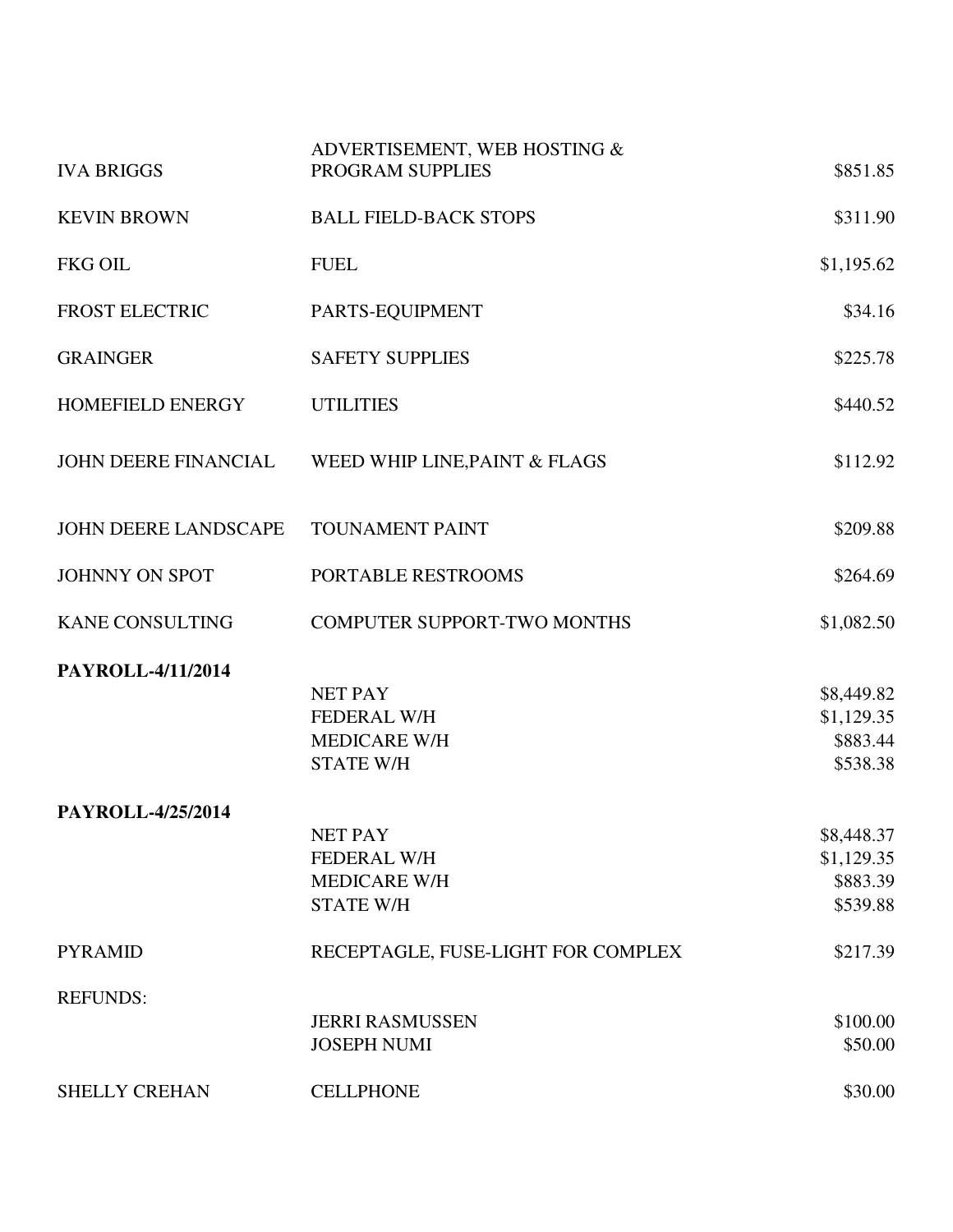| | | |
|---|---|---|
| IVA BRIGGS | ADVERTISEMENT, WEB HOSTING & PROGRAM SUPPLIES | $851.85 |
| KEVIN BROWN | BALL FIELD-BACK STOPS | $311.90 |
| FKG OIL | FUEL | $1,195.62 |
| FROST ELECTRIC | PARTS-EQUIPMENT | $34.16 |
| GRAINGER | SAFETY SUPPLIES | $225.78 |
| HOMEFIELD ENERGY | UTILITIES | $440.52 |
| JOHN DEERE FINANCIAL | WEED WHIP LINE,PAINT & FLAGS | $112.92 |
| JOHN DEERE LANDSCAPE | TOUNAMENT PAINT | $209.88 |
| JOHNNY ON SPOT | PORTABLE RESTROOMS | $264.69 |
| KANE CONSULTING | COMPUTER SUPPORT-TWO MONTHS | $1,082.50 |
| **PAYROLL-4/11/2014** | | |
| | NET PAY | $8,449.82 |
| | FEDERAL W/H | $1,129.35 |
| | MEDICARE W/H | $883.44 |
| | STATE W/H | $538.38 |
| **PAYROLL-4/25/2014** | | |
| | NET PAY | $8,448.37 |
| | FEDERAL W/H | $1,129.35 |
| | MEDICARE W/H | $883.39 |
| | STATE W/H | $539.88 |
| PYRAMID | RECEPTAGLE, FUSE-LIGHT FOR COMPLEX | $217.39 |
| REFUNDS: | | |
| | JERRI RASMUSSEN | $100.00 |
| | JOSEPH NUMI | $50.00 |
| SHELLY CREHAN | CELLPHONE | $30.00 |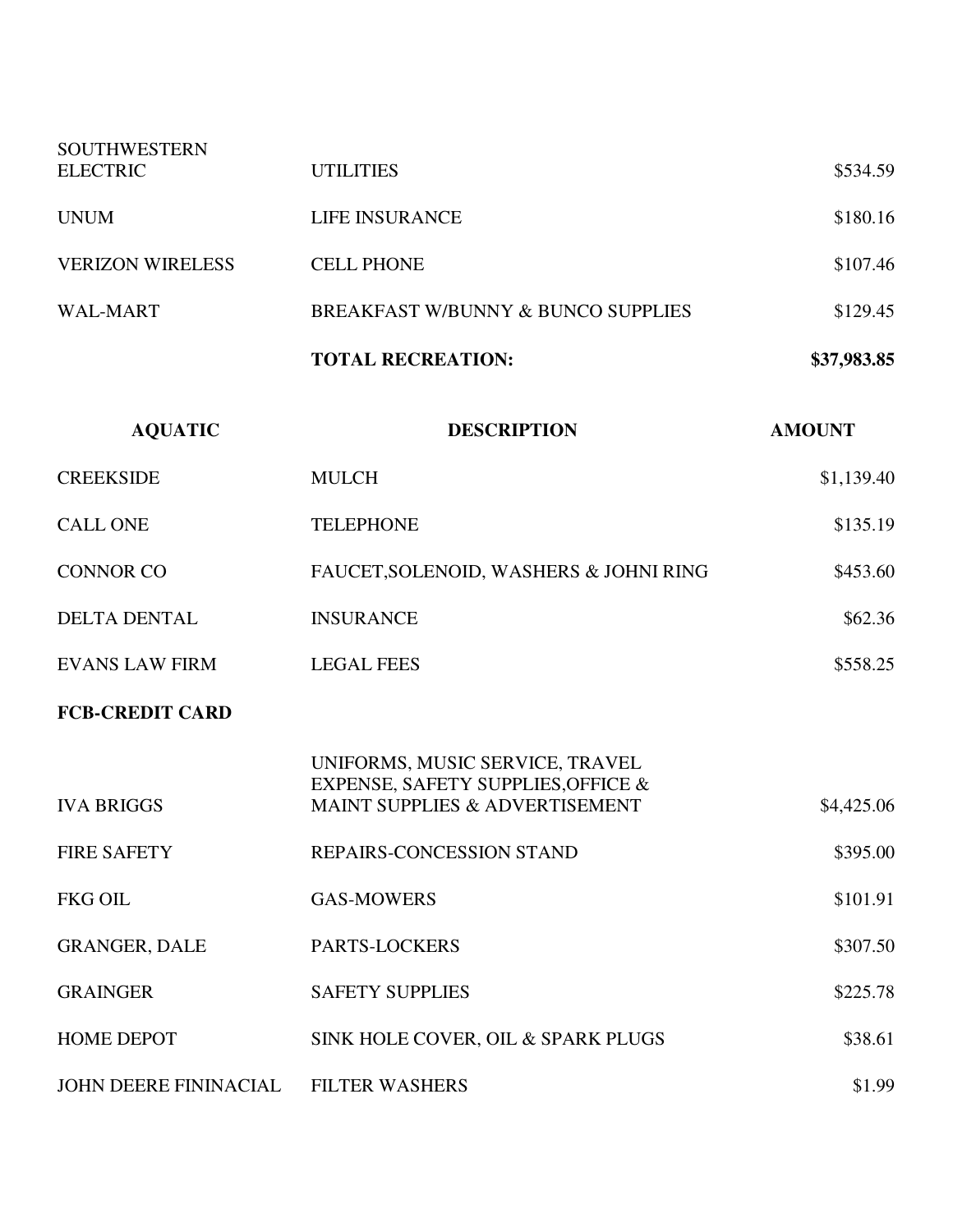| | | |
|---|---|---|
| SOUTHWESTERN ELECTRIC | UTILITIES | $534.59 |
| UNUM | LIFE INSURANCE | $180.16 |
| VERIZON WIRELESS | CELL PHONE | $107.46 |
| WAL-MART | BREAKFAST W/BUNNY & BUNCO SUPPLIES | $129.45 |
| | **TOTAL RECREATION:** | **$37,983.85** |

| AQUATIC | DESCRIPTION | AMOUNT |
|---|---|---|
| CREEKSIDE | MULCH | $1,139.40 |
| CALL ONE | TELEPHONE | $135.19 |
| CONNOR CO | FAUCET,SOLENOID, WASHERS & JOHNI RING | $453.60 |
| DELTA DENTAL | INSURANCE | $62.36 |
| EVANS LAW FIRM | LEGAL FEES | $558.25 |
| **FCB-CREDIT CARD** | | |
| IVA BRIGGS | UNIFORMS, MUSIC SERVICE, TRAVEL EXPENSE, SAFETY SUPPLIES,OFFICE & MAINT SUPPLIES & ADVERTISEMENT | $4,425.06 |
| FIRE SAFETY | REPAIRS-CONCESSION STAND | $395.00 |
| FKG OIL | GAS-MOWERS | $101.91 |
| GRANGER, DALE | PARTS-LOCKERS | $307.50 |
| GRAINGER | SAFETY SUPPLIES | $225.78 |
| HOME DEPOT | SINK HOLE COVER, OIL & SPARK PLUGS | $38.61 |
| JOHN DEERE FININACIAL | FILTER WASHERS | $1.99 |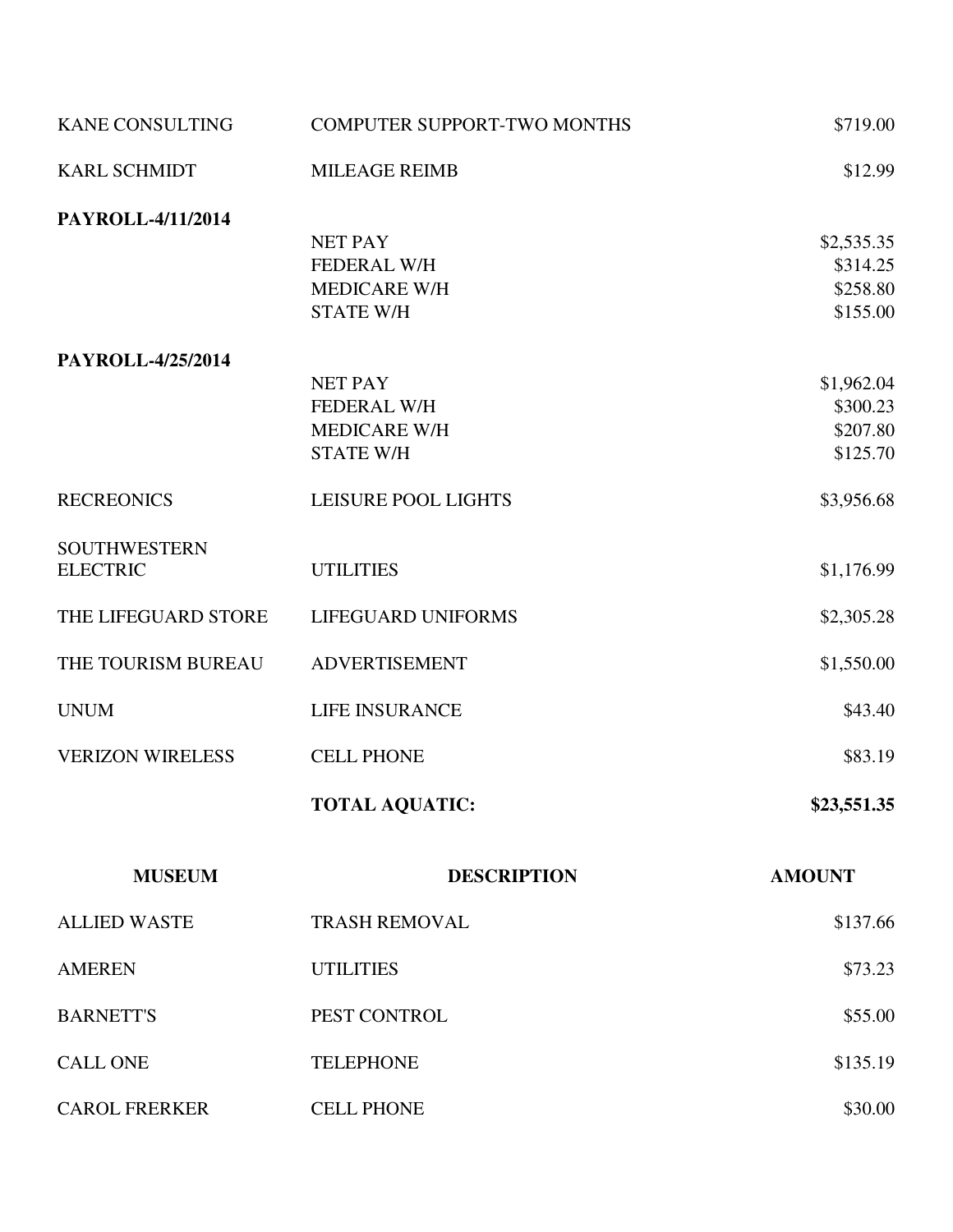| | | |
|---|---|---|
| KANE CONSULTING | COMPUTER SUPPORT-TWO MONTHS | $719.00 |
| KARL SCHMIDT | MILEAGE REIMB | $12.99 |
| **PAYROLL-4/11/2014** | | |
| | NET PAY | $2,535.35 |
| | FEDERAL W/H | $314.25 |
| | MEDICARE W/H | $258.80 |
| | STATE W/H | $155.00 |
| **PAYROLL-4/25/2014** | | |
| | NET PAY | $1,962.04 |
| | FEDERAL W/H | $300.23 |
| | MEDICARE W/H | $207.80 |
| | STATE W/H | $125.70 |
| RECREONICS | LEISURE POOL LIGHTS | $3,956.68 |
| SOUTHWESTERN ELECTRIC | UTILITIES | $1,176.99 |
| THE LIFEGUARD STORE | LIFEGUARD UNIFORMS | $2,305.28 |
| THE TOURISM BUREAU | ADVERTISEMENT | $1,550.00 |
| UNUM | LIFE INSURANCE | $43.40 |
| VERIZON WIRELESS | CELL PHONE | $83.19 |
| | **TOTAL AQUATIC:** | **$23,551.35** |

| MUSEUM | DESCRIPTION | AMOUNT |
|---|---|---|
| ALLIED WASTE | TRASH REMOVAL | $137.66 |
| AMEREN | UTILITIES | $73.23 |
| BARNETT'S | PEST CONTROL | $55.00 |
| CALL ONE | TELEPHONE | $135.19 |
| CAROL FRERKER | CELL PHONE | $30.00 |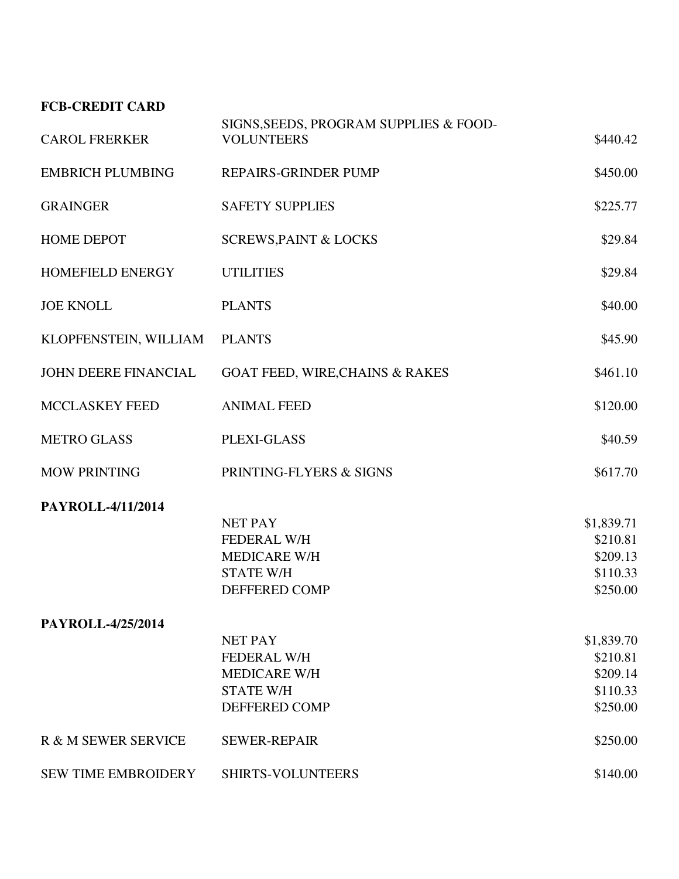**FCB-CREDIT CARD**

| | | |
|---|---|---|
| CAROL FRERKER | SIGNS,SEEDS, PROGRAM SUPPLIES & FOOD-VOLUNTEERS | $440.42 |
| EMBRICH PLUMBING | REPAIRS-GRINDER PUMP | $450.00 |
| GRAINGER | SAFETY SUPPLIES | $225.77 |
| HOME DEPOT | SCREWS,PAINT & LOCKS | $29.84 |
| HOMEFIELD ENERGY | UTILITIES | $29.84 |
| JOE KNOLL | PLANTS | $40.00 |
| KLOPFENSTEIN, WILLIAM | PLANTS | $45.90 |
| JOHN DEERE FINANCIAL | GOAT FEED, WIRE,CHAINS & RAKES | $461.10 |
| MCCLASKEY FEED | ANIMAL FEED | $120.00 |
| METRO GLASS | PLEXI-GLASS | $40.59 |
| MOW PRINTING | PRINTING-FLYERS & SIGNS | $617.70 |
| **PAYROLL-4/11/2014** | | |
| | NET PAY | $1,839.71 |
| | FEDERAL W/H | $210.81 |
| | MEDICARE W/H | $209.13 |
| | STATE W/H | $110.33 |
| | DEFFERED COMP | $250.00 |
| **PAYROLL-4/25/2014** | | |
| | NET PAY | $1,839.70 |
| | FEDERAL W/H | $210.81 |
| | MEDICARE W/H | $209.14 |
| | STATE W/H | $110.33 |
| | DEFFERED COMP | $250.00 |
| R & M SEWER SERVICE | SEWER-REPAIR | $250.00 |
| SEW TIME EMBROIDERY | SHIRTS-VOLUNTEERS | $140.00 |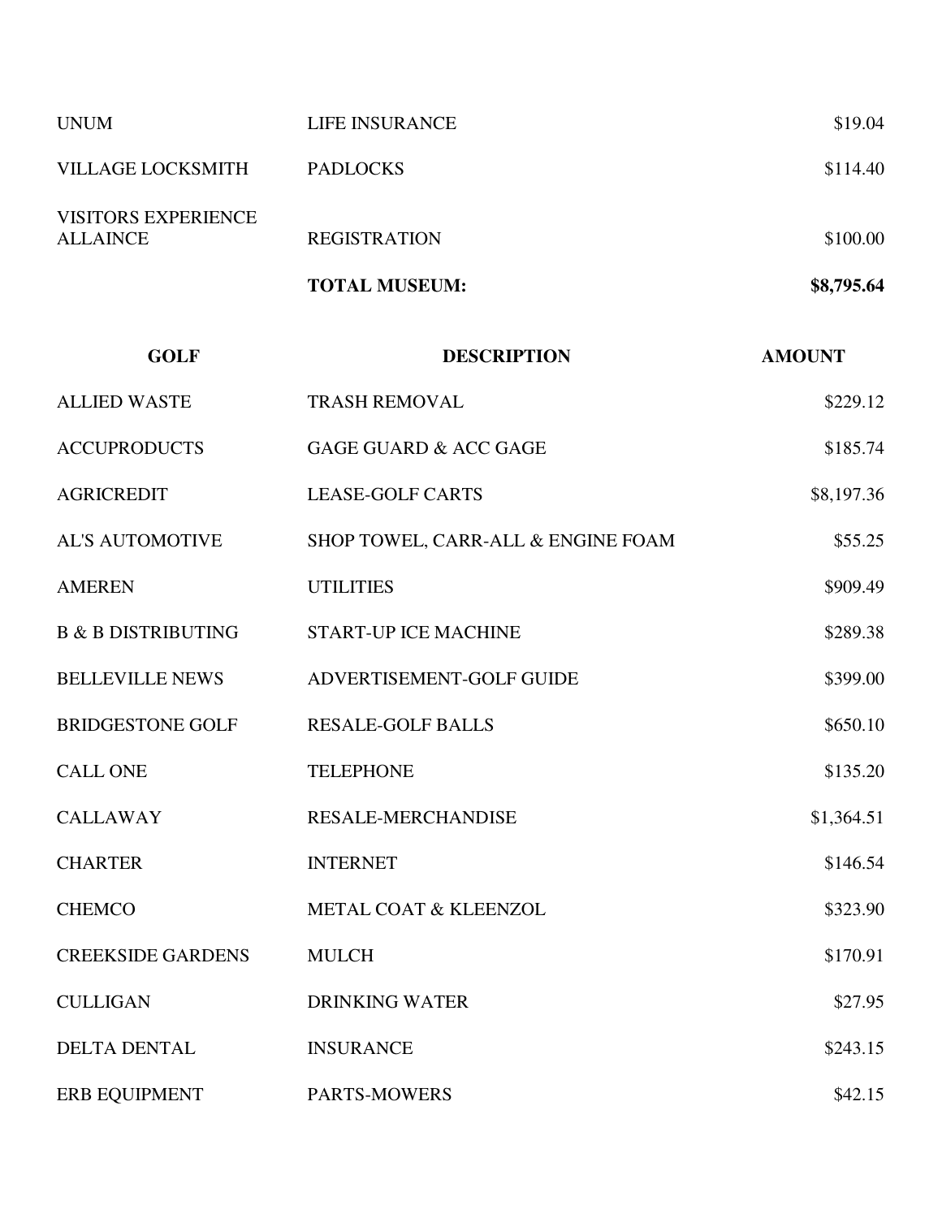| | | |
|---|---|---|
| UNUM | LIFE INSURANCE | $19.04 |
| VILLAGE LOCKSMITH | PADLOCKS | $114.40 |
| VISITORS EXPERIENCE ALLAINCE | REGISTRATION | $100.00 |
| | **TOTAL MUSEUM:** | **$8,795.64** |

| GOLF | DESCRIPTION | AMOUNT |
|---|---|---|
| ALLIED WASTE | TRASH REMOVAL | $229.12 |
| ACCUPRODUCTS | GAGE GUARD & ACC GAGE | $185.74 |
| AGRICREDIT | LEASE-GOLF CARTS | $8,197.36 |
| AL'S AUTOMOTIVE | SHOP TOWEL, CARR-ALL & ENGINE FOAM | $55.25 |
| AMEREN | UTILITIES | $909.49 |
| B & B DISTRIBUTING | START-UP ICE MACHINE | $289.38 |
| BELLEVILLE NEWS | ADVERTISEMENT-GOLF GUIDE | $399.00 |
| BRIDGESTONE GOLF | RESALE-GOLF BALLS | $650.10 |
| CALL ONE | TELEPHONE | $135.20 |
| CALLAWAY | RESALE-MERCHANDISE | $1,364.51 |
| CHARTER | INTERNET | $146.54 |
| CHEMCO | METAL COAT & KLEENZOL | $323.90 |
| CREEKSIDE GARDENS | MULCH | $170.91 |
| CULLIGAN | DRINKING WATER | $27.95 |
| DELTA DENTAL | INSURANCE | $243.15 |
| ERB EQUIPMENT | PARTS-MOWERS | $42.15 |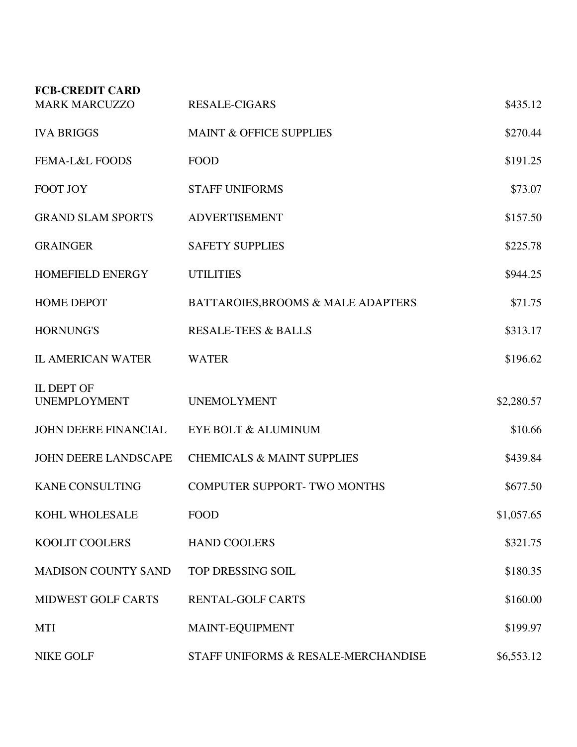**FCB-CREDIT CARD**

| | | |
|---|---|---|
| MARK MARCUZZO | RESALE-CIGARS | $435.12 |
| IVA BRIGGS | MAINT & OFFICE SUPPLIES | $270.44 |
| FEMA-L&L FOODS | FOOD | $191.25 |
| FOOT JOY | STAFF UNIFORMS | $73.07 |
| GRAND SLAM SPORTS | ADVERTISEMENT | $157.50 |
| GRAINGER | SAFETY SUPPLIES | $225.78 |
| HOMEFIELD ENERGY | UTILITIES | $944.25 |
| HOME DEPOT | BATTAROIES,BROOMS & MALE ADAPTERS | $71.75 |
| HORNUNG'S | RESALE-TEES & BALLS | $313.17 |
| IL AMERICAN WATER | WATER | $196.62 |
| IL DEPT OF UNEMPLOYMENT | UNEMOLYMENT | $2,280.57 |
| JOHN DEERE FINANCIAL | EYE BOLT & ALUMINUM | $10.66 |
| JOHN DEERE LANDSCAPE | CHEMICALS & MAINT SUPPLIES | $439.84 |
| KANE CONSULTING | COMPUTER SUPPORT- TWO MONTHS | $677.50 |
| KOHL WHOLESALE | FOOD | $1,057.65 |
| KOOLIT COOLERS | HAND COOLERS | $321.75 |
| MADISON COUNTY SAND | TOP DRESSING SOIL | $180.35 |
| MIDWEST GOLF CARTS | RENTAL-GOLF CARTS | $160.00 |
| MTI | MAINT-EQUIPMENT | $199.97 |
| NIKE GOLF | STAFF UNIFORMS & RESALE-MERCHANDISE | $6,553.12 |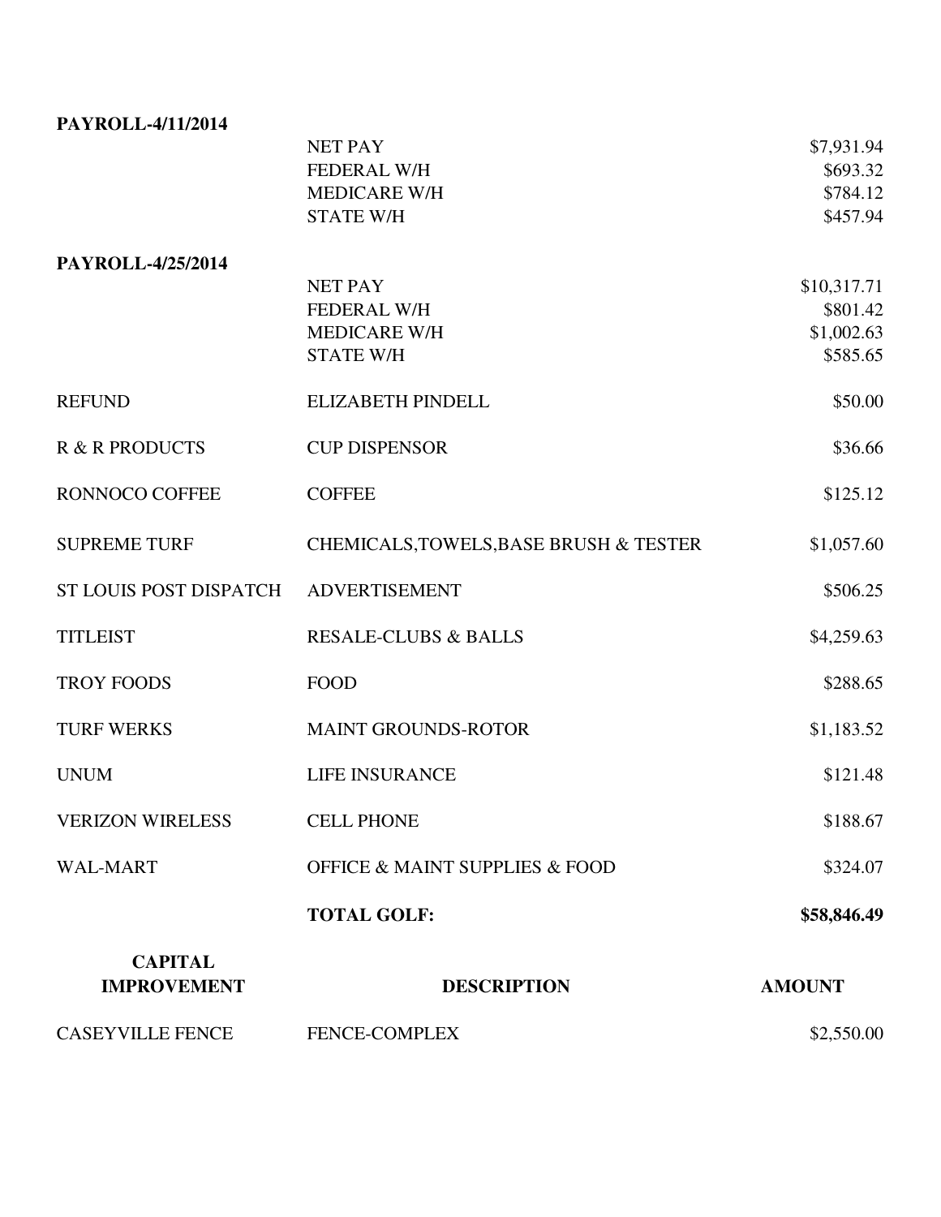| | | |
|---|---|---|
| **PAYROLL-4/11/2014** | | |
| | NET PAY | $7,931.94 |
| | FEDERAL W/H | $693.32 |
| | MEDICARE W/H | $784.12 |
| | STATE W/H | $457.94 |
| **PAYROLL-4/25/2014** | | |
| | NET PAY | $10,317.71 |
| | FEDERAL W/H | $801.42 |
| | MEDICARE W/H | $1,002.63 |
| | STATE W/H | $585.65 |
| REFUND | ELIZABETH PINDELL | $50.00 |
| R & R PRODUCTS | CUP DISPENSOR | $36.66 |
| RONNOCO COFFEE | COFFEE | $125.12 |
| SUPREME TURF | CHEMICALS,TOWELS,BASE BRUSH & TESTER | $1,057.60 |
| ST LOUIS POST DISPATCH | ADVERTISEMENT | $506.25 |
| TITLEIST | RESALE-CLUBS & BALLS | $4,259.63 |
| TROY FOODS | FOOD | $288.65 |
| TURF WERKS | MAINT GROUNDS-ROTOR | $1,183.52 |
| UNUM | LIFE INSURANCE | $121.48 |
| VERIZON WIRELESS | CELL PHONE | $188.67 |
| WAL-MART | OFFICE & MAINT SUPPLIES & FOOD | $324.07 |
| | **TOTAL GOLF:** | **$58,846.49** |

| **CAPITAL IMPROVEMENT** | **DESCRIPTION** | **AMOUNT** |
|---|---|---|
| CASEYVILLE FENCE | FENCE-COMPLEX | $2,550.00 |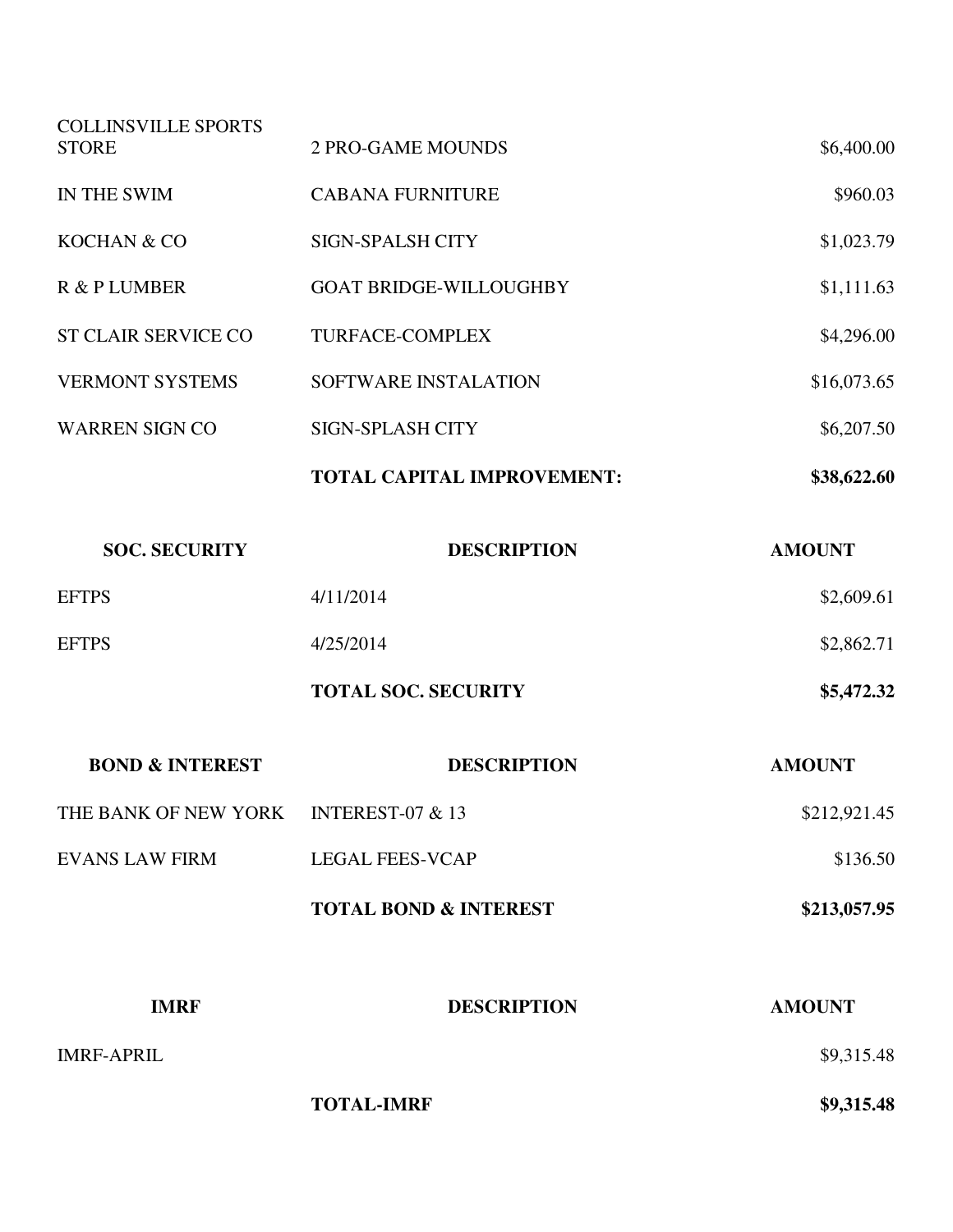| | | |
|---|---|---|
| COLLINSVILLE SPORTS STORE | 2 PRO-GAME MOUNDS | $6,400.00 |
| IN THE SWIM | CABANA FURNITURE | $960.03 |
| KOCHAN & CO | SIGN-SPALSH CITY | $1,023.79 |
| R & P LUMBER | GOAT BRIDGE-WILLOUGHBY | $1,111.63 |
| ST CLAIR SERVICE CO | TURFACE-COMPLEX | $4,296.00 |
| VERMONT SYSTEMS | SOFTWARE INSTALATION | $16,073.65 |
| WARREN SIGN CO | SIGN-SPLASH CITY | $6,207.50 |
| | **TOTAL CAPITAL IMPROVEMENT:** | **$38,622.60** |

| SOC. SECURITY | DESCRIPTION | AMOUNT |
|---|---|---|
| EFTPS | 4/11/2014 | $2,609.61 |
| EFTPS | 4/25/2014 | $2,862.71 |
| | **TOTAL SOC. SECURITY** | **$5,472.32** |

| BOND & INTEREST | DESCRIPTION | AMOUNT |
|---|---|---|
| THE BANK OF NEW YORK | INTEREST-07 & 13 | $212,921.45 |
| EVANS LAW FIRM | LEGAL FEES-VCAP | $136.50 |
| | **TOTAL BOND & INTEREST** | **$213,057.95** |

| IMRF | DESCRIPTION | AMOUNT |
|---|---|---|
| IMRF-APRIL | | $9,315.48 |
| | **TOTAL-IMRF** | **$9,315.48** |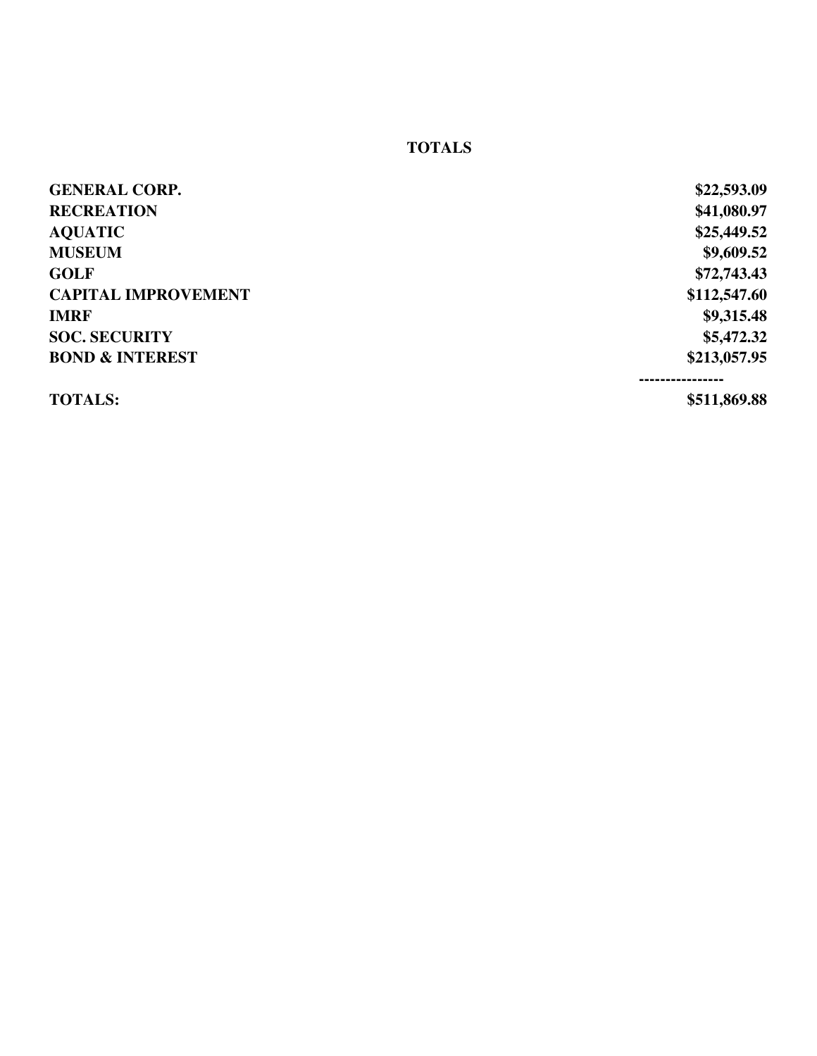# TOTALS

| | |
|---|---|
| **GENERAL CORP.** | **$22,593.09** |
| **RECREATION** | **$41,080.97** |
| **AQUATIC** | **$25,449.52** |
| **MUSEUM** | **$9,609.52** |
| **GOLF** | **$72,743.43** |
| **CAPITAL IMPROVEMENT** | **$112,547.60** |
| **IMRF** | **$9,315.48** |
| **SOC. SECURITY** | **$5,472.32** |
| **BOND & INTEREST** | **$213,057.95** |
| | --------------- |
| **TOTALS:** | **$511,869.88** |